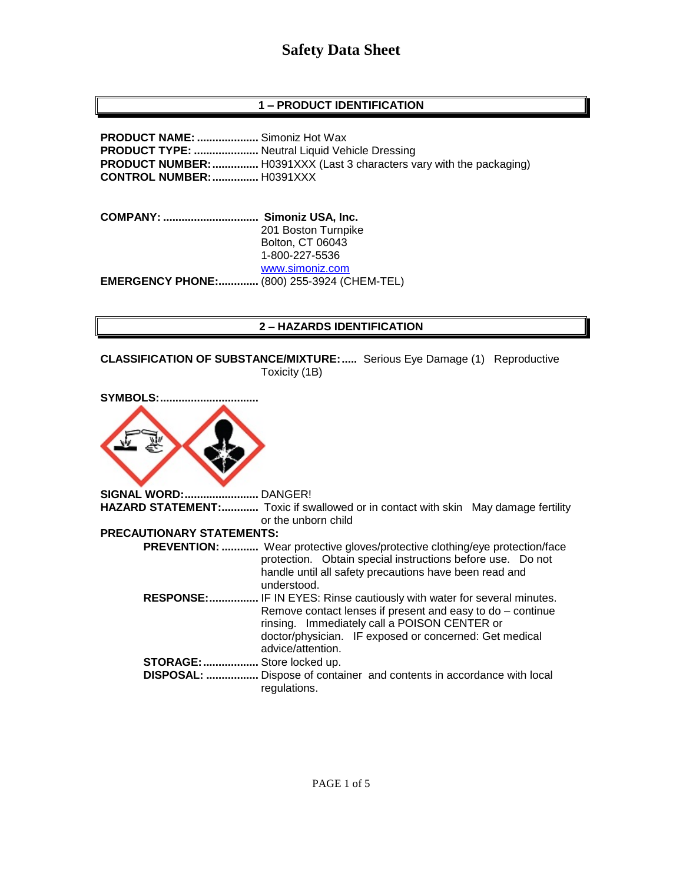# Safety Data Sheet

## 1 – PRODUCT IDENTIFICATION

**PRODUCT NAME:** .................... Simoniz Hot Wax
**PRODUCT TYPE:** ..................... Neutral Liquid Vehicle Dressing
**PRODUCT NUMBER:** ............... H0391XXX (Last 3 characters vary with the packaging)
**CONTROL NUMBER:** ............... H0391XXX

**COMPANY:** ............................... **Simoniz USA, Inc.**
201 Boston Turnpike
Bolton, CT 06043
1-800-227-5536
www.simoniz.com

**EMERGENCY PHONE:** ............. (800) 255-3924 (CHEM-TEL)

## 2 – HAZARDS IDENTIFICATION

**CLASSIFICATION OF SUBSTANCE/MIXTURE:** ..... Serious Eye Damage (1) Reproductive Toxicity (1B)

**SYMBOLS:** ................................

**SIGNAL WORD:** ........................ DANGER!
**HAZARD STATEMENT:** ............ Toxic if swallowed or in contact with skin May damage fertility or the unborn child

**PRECAUTIONARY STATEMENTS:**

**PREVENTION:** ............ Wear protective gloves/protective clothing/eye protection/face protection. Obtain special instructions before use. Do not handle until all safety precautions have been read and understood.

**RESPONSE:** ................ IF IN EYES: Rinse cautiously with water for several minutes. Remove contact lenses if present and easy to do – continue rinsing. Immediately call a POISON CENTER or doctor/physician. IF exposed or concerned: Get medical advice/attention.

**STORAGE:** .................. Store locked up.

**DISPOSAL:** ................. Dispose of container and contents in accordance with local regulations.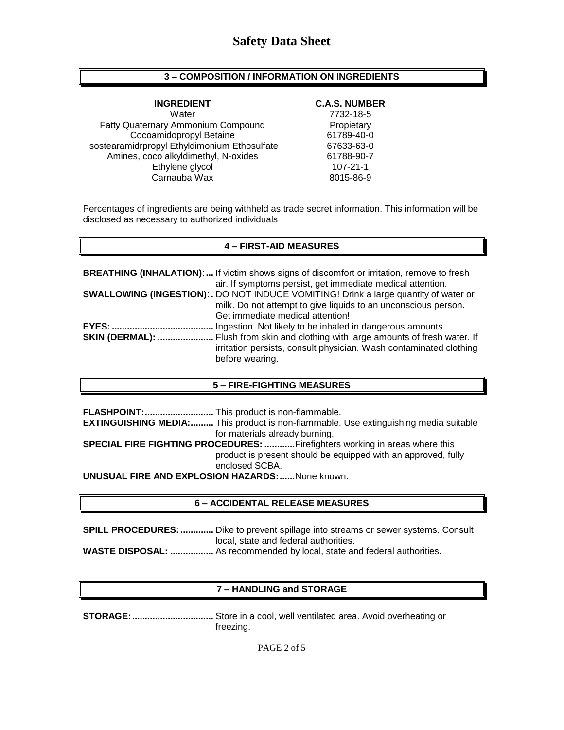# Safety Data Sheet

## 3 – COMPOSITION / INFORMATION ON INGREDIENTS

| INGREDIENT | C.A.S. NUMBER |
| --- | --- |
| Water | 7732-18-5 |
| Fatty Quaternary Ammonium Compound | Propietary |
| Cocoamidopropyl Betaine | 61789-40-0 |
| Isostearamidrpropyl Ethyldimonium Ethosulfate | 67633-63-0 |
| Amines, coco alkyldimethyl, N-oxides | 61788-90-7 |
| Ethylene glycol | 107-21-1 |
| Carnauba Wax | 8015-86-9 |

Percentages of ingredients are being withheld as trade secret information. This information will be disclosed as necessary to authorized individuals

## 4 – FIRST-AID MEASURES

**BREATHING (INHALATION):...** If victim shows signs of discomfort or irritation, remove to fresh air. If symptoms persist, get immediate medical attention.

**SWALLOWING (INGESTION):.** DO NOT INDUCE VOMITING! Drink a large quantity of water or milk. Do not attempt to give liquids to an unconscious person. Get immediate medical attention!

**EYES:........................................** Ingestion. Not likely to be inhaled in dangerous amounts.

**SKIN (DERMAL): ......................** Flush from skin and clothing with large amounts of fresh water. If irritation persists, consult physician. Wash contaminated clothing before wearing.

## 5 – FIRE-FIGHTING MEASURES

**FLASHPOINT:...........................** This product is non-flammable.

**EXTINGUISHING MEDIA:.........** This product is non-flammable. Use extinguishing media suitable for materials already burning.

**SPECIAL FIRE FIGHTING PROCEDURES: ............**Firefighters working in areas where this product is present should be equipped with an approved, fully enclosed SCBA.

**UNUSUAL FIRE AND EXPLOSION HAZARDS:......**None known.

## 6 – ACCIDENTAL RELEASE MEASURES

**SPILL PROCEDURES:.............** Dike to prevent spillage into streams or sewer systems. Consult local, state and federal authorities.

**WASTE DISPOSAL: .................** As recommended by local, state and federal authorities.

## 7 – HANDLING and STORAGE

**STORAGE:................................** Store in a cool, well ventilated area. Avoid overheating or freezing.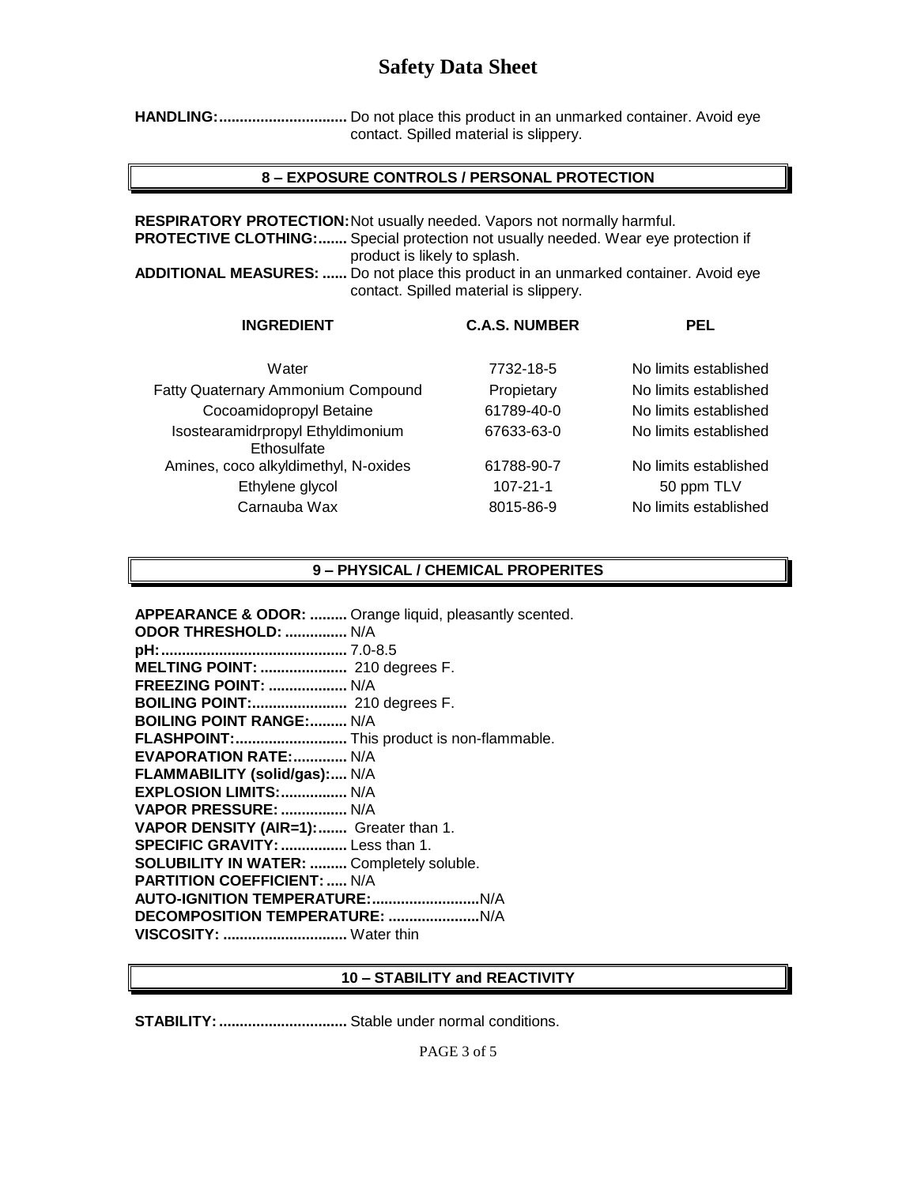**HANDLING:...............................** Do not place this product in an unmarked container. Avoid eye contact. Spilled material is slippery.

## 8 – EXPOSURE CONTROLS / PERSONAL PROTECTION

**RESPIRATORY PROTECTION:** Not usually needed. Vapors not normally harmful.
**PROTECTIVE CLOTHING:.......** Special protection not usually needed. Wear eye protection if product is likely to splash.
**ADDITIONAL MEASURES: ......** Do not place this product in an unmarked container. Avoid eye contact. Spilled material is slippery.

| INGREDIENT | C.A.S. NUMBER | PEL |
|---|---|---|
| Water | 7732-18-5 | No limits established |
| Fatty Quaternary Ammonium Compound | Propietary | No limits established |
| Cocoamidopropyl Betaine | 61789-40-0 | No limits established |
| Isostearamidrpropyl Ethyldimonium Ethosulfate | 67633-63-0 | No limits established |
| Amines, coco alkyldimethyl, N-oxides | 61788-90-7 | No limits established |
| Ethylene glycol | 107-21-1 | 50 ppm TLV |
| Carnauba Wax | 8015-86-9 | No limits established |

## 9 – PHYSICAL / CHEMICAL PROPERITES

**APPEARANCE & ODOR: .........** Orange liquid, pleasantly scented.
**ODOR THRESHOLD: ...............** N/A
**pH:............................................** 7.0-8.5
**MELTING POINT: .....................** 210 degrees F.
**FREEZING POINT: ...................** N/A
**BOILING POINT:.......................** 210 degrees F.
**BOILING POINT RANGE:.........** N/A
**FLASHPOINT:...........................** This product is non-flammable.
**EVAPORATION RATE:.............** N/A
**FLAMMABILITY (solid/gas):....** N/A
**EXPLOSION LIMITS:................** N/A
**VAPOR PRESSURE: ................** N/A
**VAPOR DENSITY (AIR=1):.......** Greater than 1.
**SPECIFIC GRAVITY: ................** Less than 1.
**SOLUBILITY IN WATER: .........** Completely soluble.
**PARTITION COEFFICIENT: .....** N/A
**AUTO-IGNITION TEMPERATURE:..........................** N/A
**DECOMPOSITION TEMPERATURE: ......................** N/A
**VISCOSITY: ..............................** Water thin

## 10 – STABILITY and REACTIVITY

**STABILITY:...............................** Stable under normal conditions.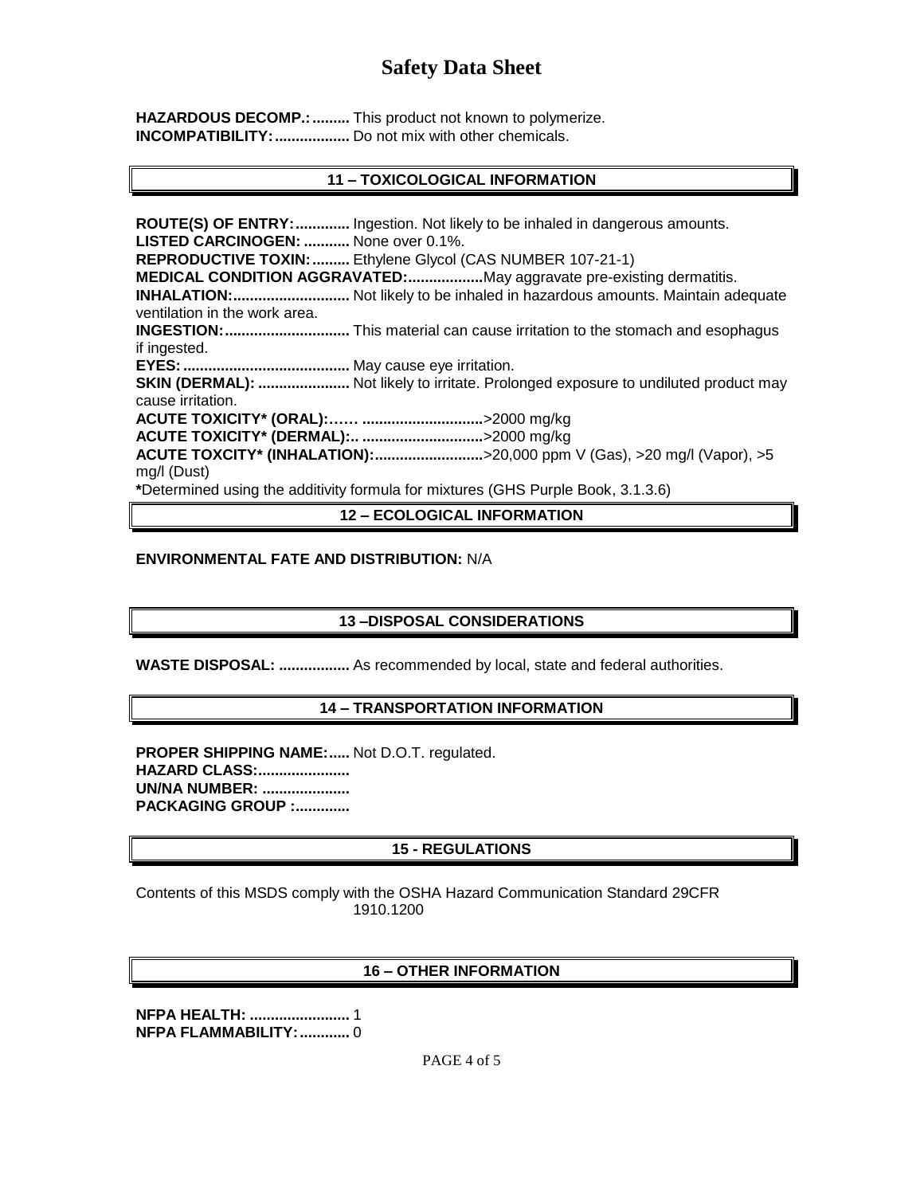**HAZARDOUS DECOMP.:.........** This product not known to polymerize.
**INCOMPATIBILITY:..................** Do not mix with other chemicals.

## 11 – TOXICOLOGICAL INFORMATION

**ROUTE(S) OF ENTRY:.............** Ingestion. Not likely to be inhaled in dangerous amounts.
**LISTED CARCINOGEN: ...........** None over 0.1%.
**REPRODUCTIVE TOXIN:.........** Ethylene Glycol (CAS NUMBER 107-21-1)
**MEDICAL CONDITION AGGRAVATED:..................** May aggravate pre-existing dermatitis.
**INHALATION:............................** Not likely to be inhaled in hazardous amounts. Maintain adequate ventilation in the work area.
**INGESTION:..............................** This material can cause irritation to the stomach and esophagus if ingested.
**EYES:........................................** May cause eye irritation.
**SKIN (DERMAL): ......................** Not likely to irritate. Prolonged exposure to undiluted product may cause irritation.
**ACUTE TOXICITY* (ORAL):…… ............................** >2000 mg/kg
**ACUTE TOXICITY* (DERMAL):.. ............................** >2000 mg/kg
**ACUTE TOXCITY* (INHALATION):..........................** >20,000 ppm V (Gas), >20 mg/l (Vapor), >5 mg/l (Dust)
**\***Determined using the additivity formula for mixtures (GHS Purple Book, 3.1.3.6)

## 12 – ECOLOGICAL INFORMATION

**ENVIRONMENTAL FATE AND DISTRIBUTION:** N/A

## 13 –DISPOSAL CONSIDERATIONS

**WASTE DISPOSAL: .................** As recommended by local, state and federal authorities.

## 14 – TRANSPORTATION INFORMATION

**PROPER SHIPPING NAME:.....** Not D.O.T. regulated.
**HAZARD CLASS:......................**
**UN/NA NUMBER: .....................**
**PACKAGING GROUP :.............**

## 15 - REGULATIONS

Contents of this MSDS comply with the OSHA Hazard Communication Standard 29CFR 1910.1200

## 16 – OTHER INFORMATION

**NFPA HEALTH: ........................** 1
**NFPA FLAMMABILITY:............** 0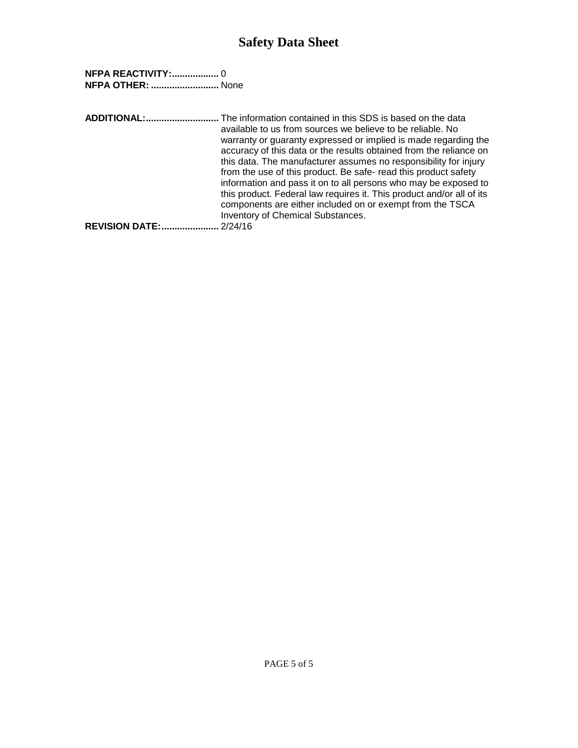**NFPA REACTIVITY:..................** 0
**NFPA OTHER: ..........................** None

**ADDITIONAL:............................** The information contained in this SDS is based on the data available to us from sources we believe to be reliable. No warranty or guaranty expressed or implied is made regarding the accuracy of this data or the results obtained from the reliance on this data. The manufacturer assumes no responsibility for injury from the use of this product. Be safe- read this product safety information and pass it on to all persons who may be exposed to this product. Federal law requires it. This product and/or all of its components are either included on or exempt from the TSCA Inventory of Chemical Substances.
**REVISION DATE:......................** 2/24/16